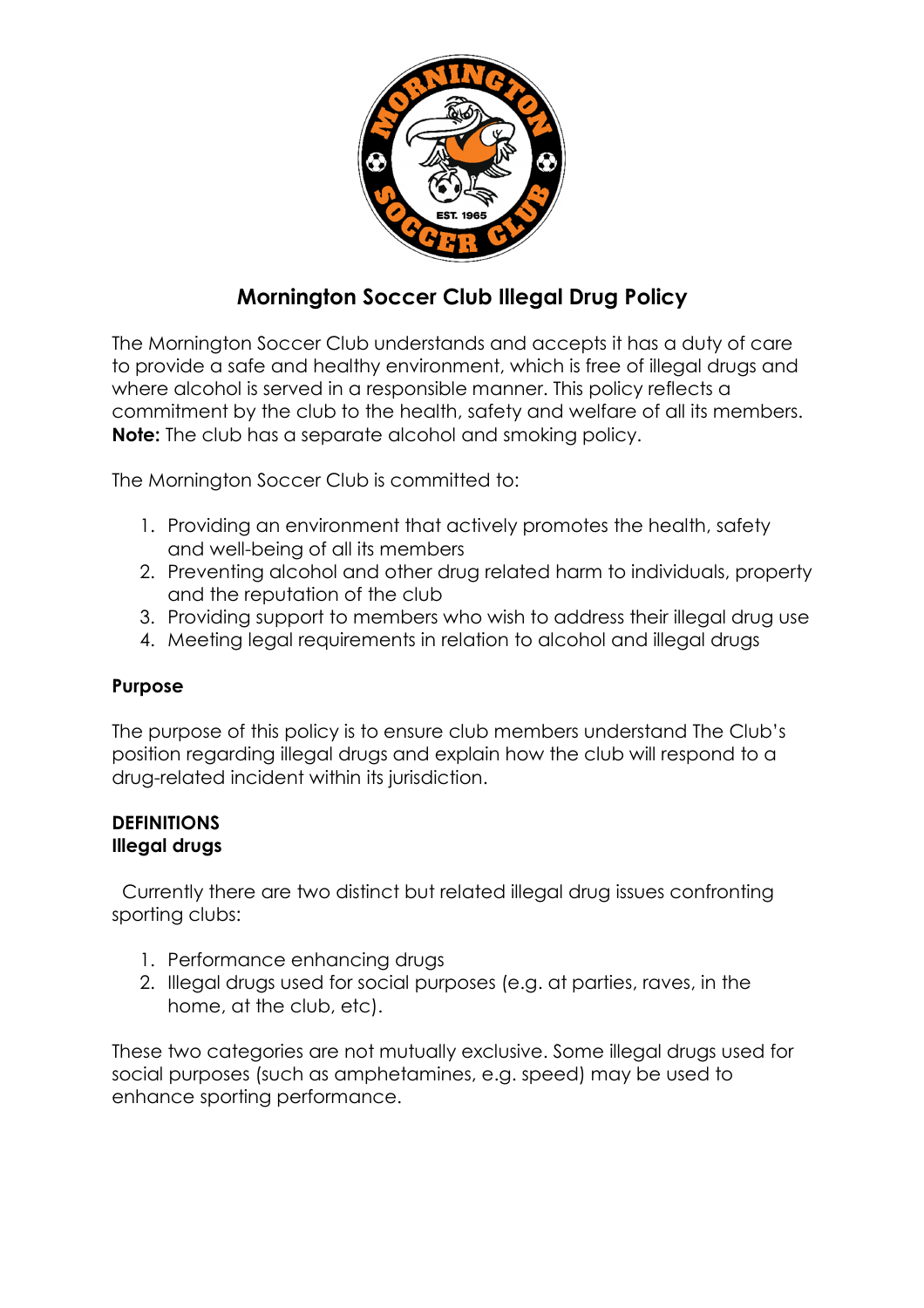# Mornington Soccer Club Illegal Drug Policy

The Mornington Soccer Club understands and accepts it has a duty of care to provide a safe and healthy environment, which is free of illegal drugs and where alcohol is served in a responsible manner. This policy reflects a commitment by the club to the health, safety and welfare of all its members. **Note:** The club has a separate alcohol and smoking policy.

The Mornington Soccer Club is committed to:

1. Providing an environment that actively promotes the health, safety and well-being of all its members
2. Preventing alcohol and other drug related harm to individuals, property and the reputation of the club
3. Providing support to members who wish to address their illegal drug use
4. Meeting legal requirements in relation to alcohol and illegal drugs

**Purpose**

The purpose of this policy is to ensure club members understand The Club's position regarding illegal drugs and explain how the club will respond to a drug-related incident within its jurisdiction.

**DEFINITIONS**
**Illegal drugs**

Currently there are two distinct but related illegal drug issues confronting sporting clubs:

1. Performance enhancing drugs
2. Illegal drugs used for social purposes (e.g. at parties, raves, in the home, at the club, etc).

These two categories are not mutually exclusive. Some illegal drugs used for social purposes (such as amphetamines, e.g. speed) may be used to enhance sporting performance.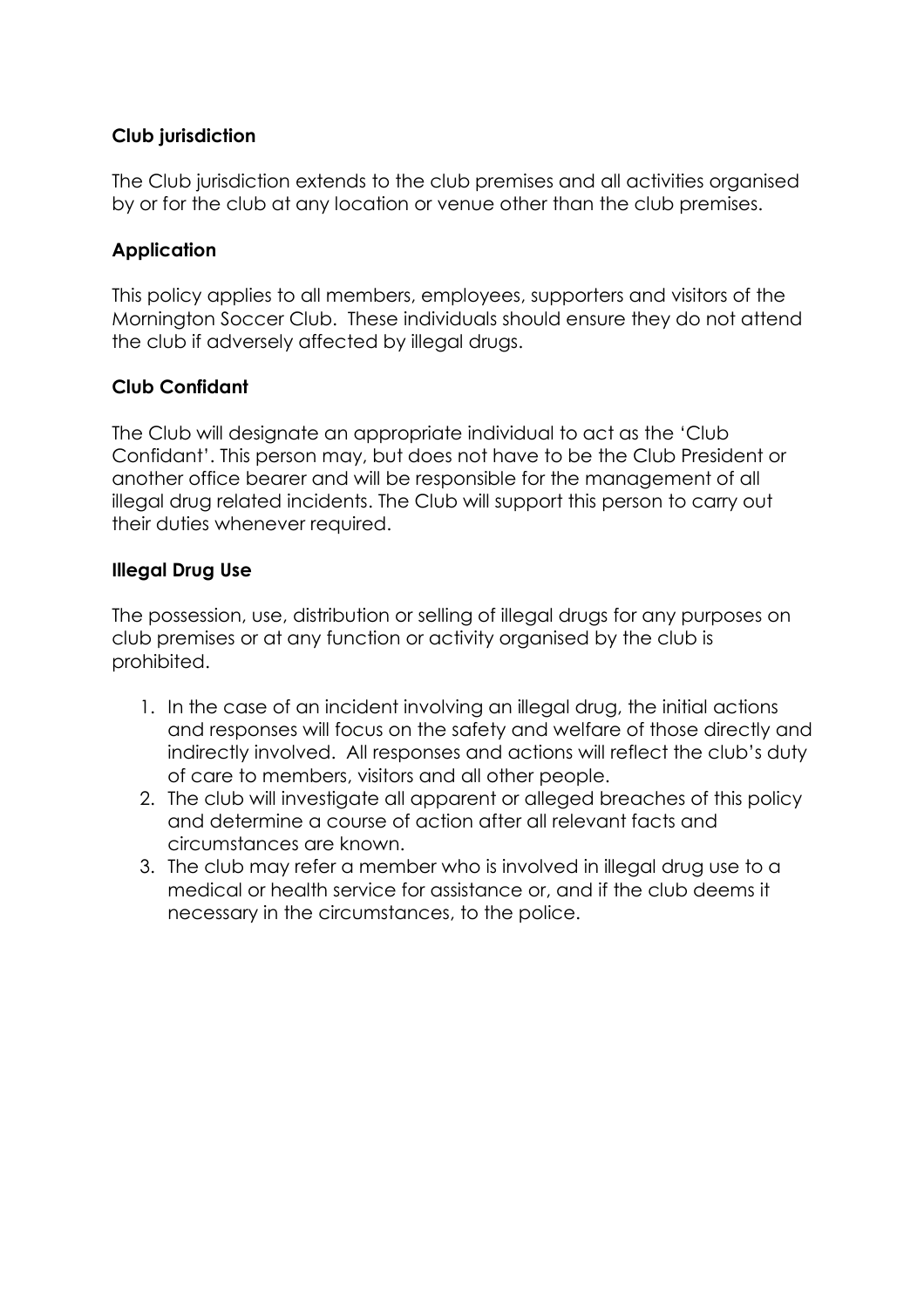**Club jurisdiction**

The Club jurisdiction extends to the club premises and all activities organised by or for the club at any location or venue other than the club premises.

**Application**

This policy applies to all members, employees, supporters and visitors of the Mornington Soccer Club. These individuals should ensure they do not attend the club if adversely affected by illegal drugs.

**Club Confidant**

The Club will designate an appropriate individual to act as the 'Club Confidant'. This person may, but does not have to be the Club President or another office bearer and will be responsible for the management of all illegal drug related incidents. The Club will support this person to carry out their duties whenever required.

**Illegal Drug Use**

The possession, use, distribution or selling of illegal drugs for any purposes on club premises or at any function or activity organised by the club is prohibited.

1. In the case of an incident involving an illegal drug, the initial actions and responses will focus on the safety and welfare of those directly and indirectly involved. All responses and actions will reflect the club's duty of care to members, visitors and all other people.
2. The club will investigate all apparent or alleged breaches of this policy and determine a course of action after all relevant facts and circumstances are known.
3. The club may refer a member who is involved in illegal drug use to a medical or health service for assistance or, and if the club deems it necessary in the circumstances, to the police.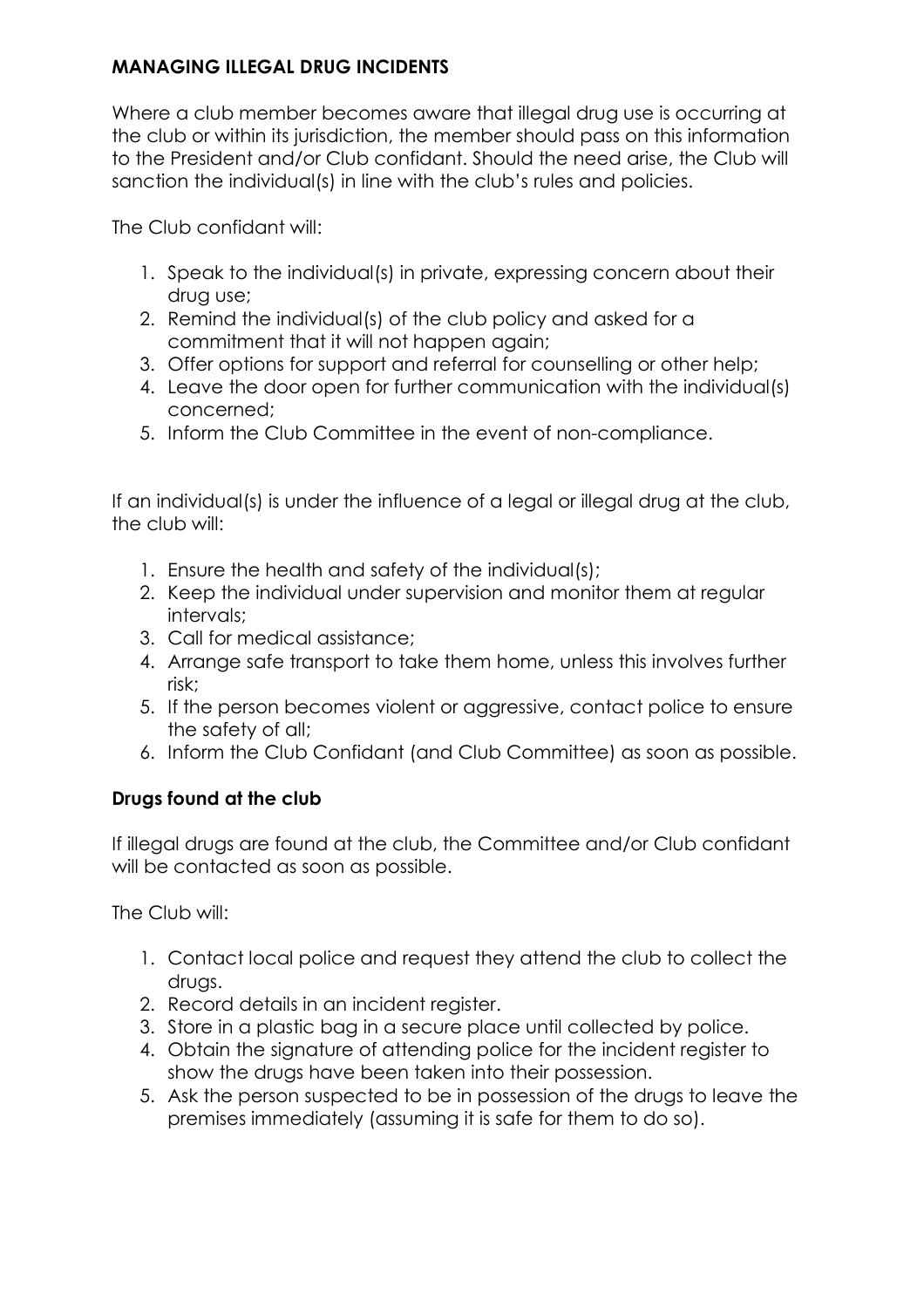## MANAGING ILLEGAL DRUG INCIDENTS

Where a club member becomes aware that illegal drug use is occurring at the club or within its jurisdiction, the member should pass on this information to the President and/or Club confidant. Should the need arise, the Club will sanction the individual(s) in line with the club's rules and policies.

The Club confidant will:

1. Speak to the individual(s) in private, expressing concern about their drug use;
2. Remind the individual(s) of the club policy and asked for a commitment that it will not happen again;
3. Offer options for support and referral for counselling or other help;
4. Leave the door open for further communication with the individual(s) concerned;
5. Inform the Club Committee in the event of non-compliance.

If an individual(s) is under the influence of a legal or illegal drug at the club, the club will:

1. Ensure the health and safety of the individual(s);
2. Keep the individual under supervision and monitor them at regular intervals;
3. Call for medical assistance;
4. Arrange safe transport to take them home, unless this involves further risk;
5. If the person becomes violent or aggressive, contact police to ensure the safety of all;
6. Inform the Club Confidant (and Club Committee) as soon as possible.

### Drugs found at the club

If illegal drugs are found at the club, the Committee and/or Club confidant will be contacted as soon as possible.

The Club will:

1. Contact local police and request they attend the club to collect the drugs.
2. Record details in an incident register.
3. Store in a plastic bag in a secure place until collected by police.
4. Obtain the signature of attending police for the incident register to show the drugs have been taken into their possession.
5. Ask the person suspected to be in possession of the drugs to leave the premises immediately (assuming it is safe for them to do so).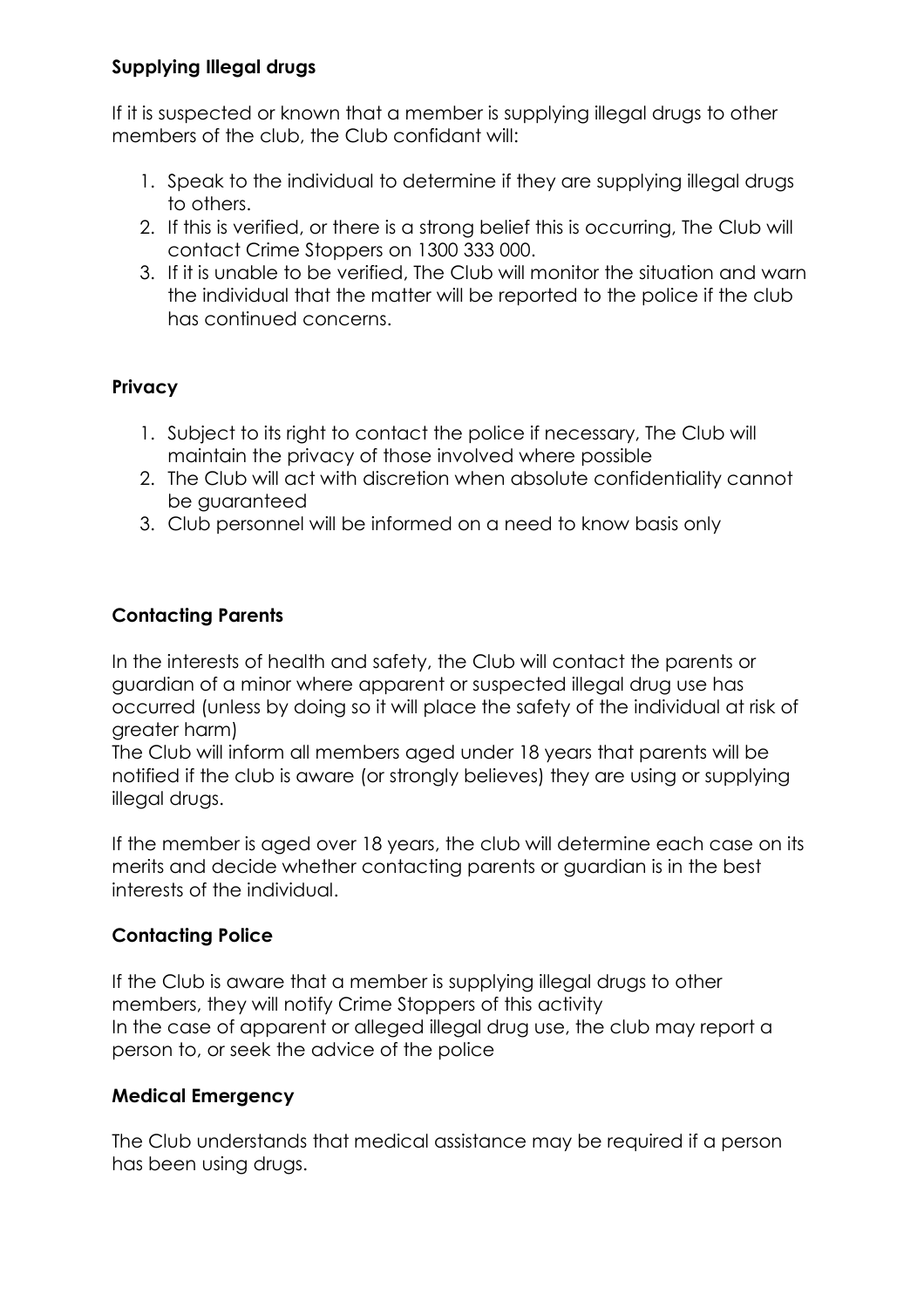**Supplying Illegal drugs**

If it is suspected or known that a member is supplying illegal drugs to other members of the club, the Club confidant will:

1. Speak to the individual to determine if they are supplying illegal drugs to others.
2. If this is verified, or there is a strong belief this is occurring, The Club will contact Crime Stoppers on 1300 333 000.
3. If it is unable to be verified, The Club will monitor the situation and warn the individual that the matter will be reported to the police if the club has continued concerns.

**Privacy**

1. Subject to its right to contact the police if necessary, The Club will maintain the privacy of those involved where possible
2. The Club will act with discretion when absolute confidentiality cannot be guaranteed
3. Club personnel will be informed on a need to know basis only

**Contacting Parents**

In the interests of health and safety, the Club will contact the parents or guardian of a minor where apparent or suspected illegal drug use has occurred (unless by doing so it will place the safety of the individual at risk of greater harm)
The Club will inform all members aged under 18 years that parents will be notified if the club is aware (or strongly believes) they are using or supplying illegal drugs.

If the member is aged over 18 years, the club will determine each case on its merits and decide whether contacting parents or guardian is in the best interests of the individual.

**Contacting Police**

If the Club is aware that a member is supplying illegal drugs to other members, they will notify Crime Stoppers of this activity
In the case of apparent or alleged illegal drug use, the club may report a person to, or seek the advice of the police

**Medical Emergency**

The Club understands that medical assistance may be required if a person has been using drugs.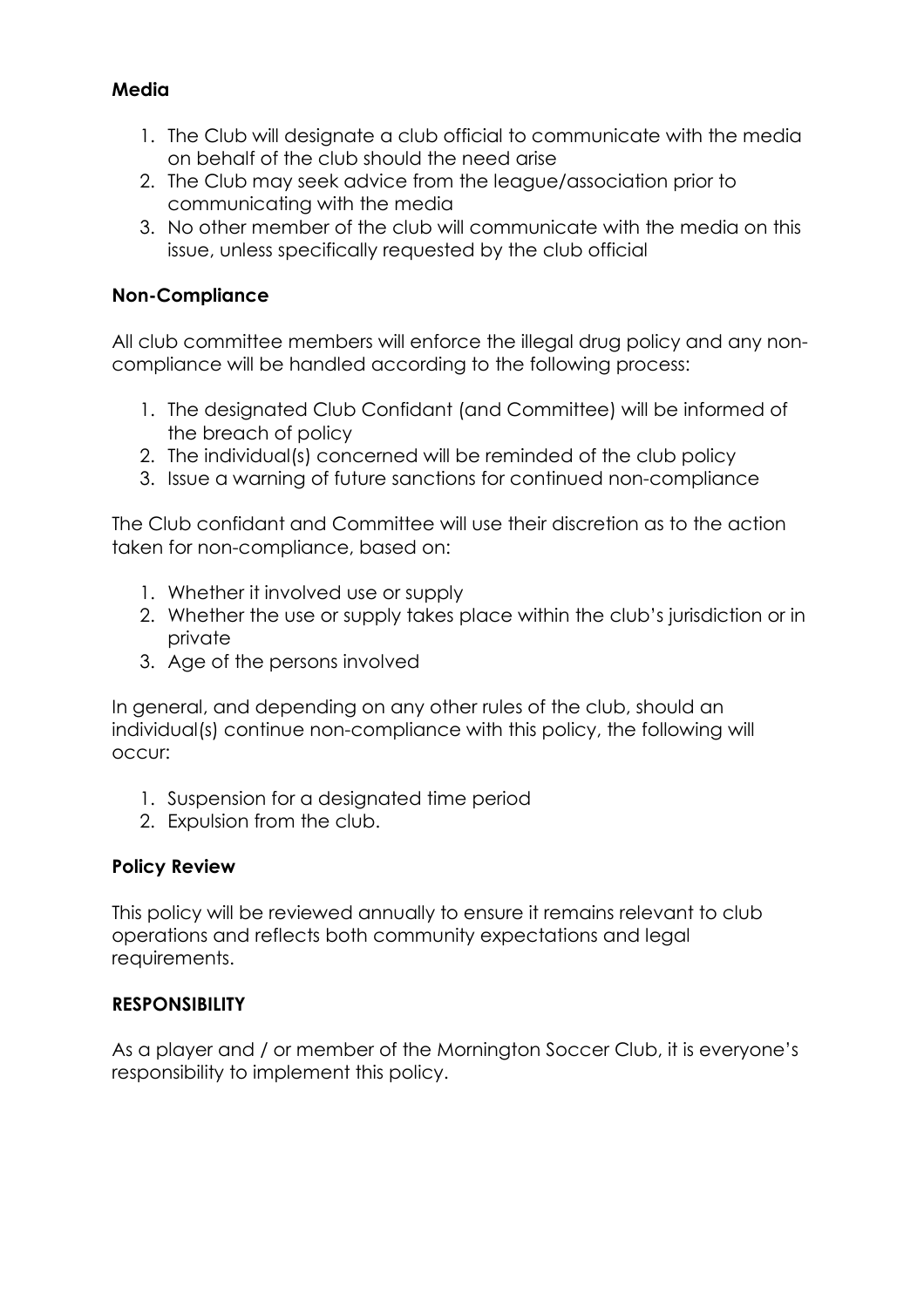**Media**

1. The Club will designate a club official to communicate with the media on behalf of the club should the need arise
2. The Club may seek advice from the league/association prior to communicating with the media
3. No other member of the club will communicate with the media on this issue, unless specifically requested by the club official

**Non-Compliance**

All club committee members will enforce the illegal drug policy and any non-compliance will be handled according to the following process:

1. The designated Club Confidant (and Committee) will be informed of the breach of policy
2. The individual(s) concerned will be reminded of the club policy
3. Issue a warning of future sanctions for continued non-compliance

The Club confidant and Committee will use their discretion as to the action taken for non-compliance, based on:

1. Whether it involved use or supply
2. Whether the use or supply takes place within the club's jurisdiction or in private
3. Age of the persons involved

In general, and depending on any other rules of the club, should an individual(s) continue non-compliance with this policy, the following will occur:

1. Suspension for a designated time period
2. Expulsion from the club.

**Policy Review**

This policy will be reviewed annually to ensure it remains relevant to club operations and reflects both community expectations and legal requirements.

**RESPONSIBILITY**

As a player and / or member of the Mornington Soccer Club, it is everyone's responsibility to implement this policy.